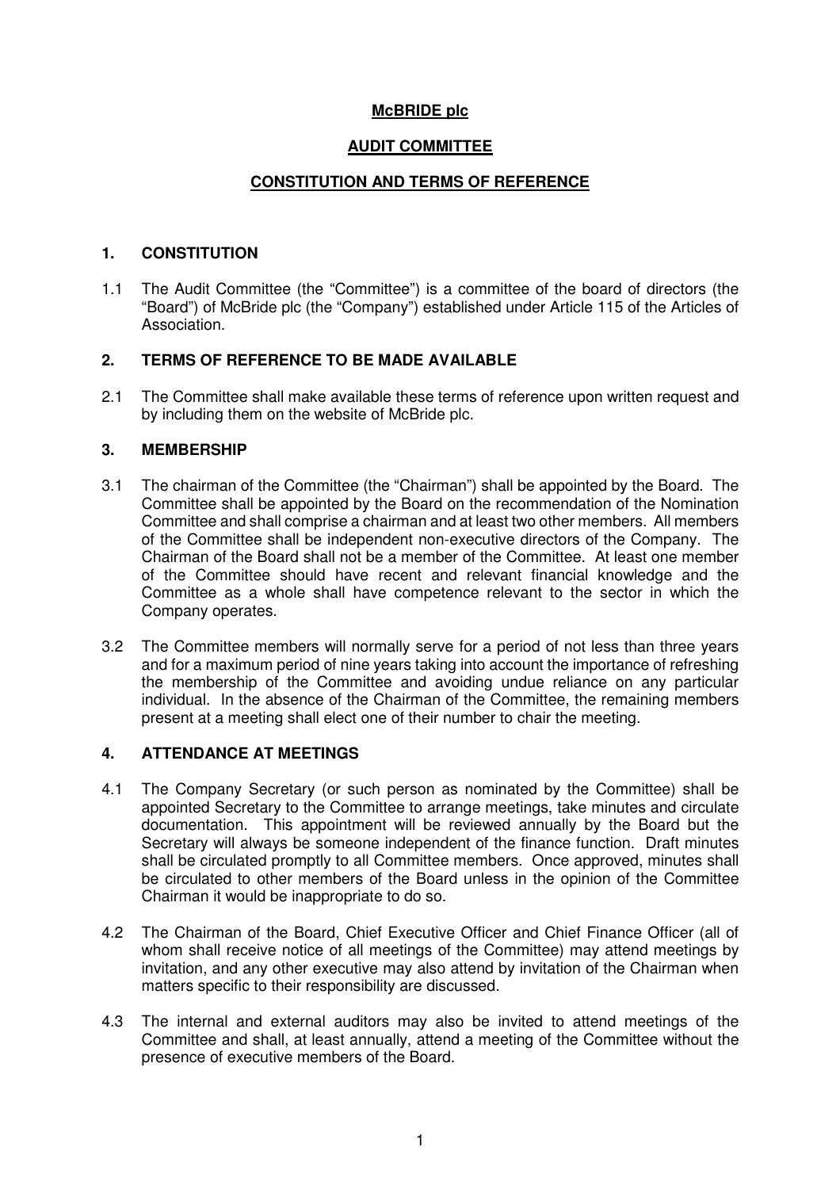# McBRIDE plc

## AUDIT COMMITTEE

## CONSTITUTION AND TERMS OF REFERENCE

### 1. CONSTITUTION

1.1 The Audit Committee (the "Committee") is a committee of the board of directors (the "Board") of McBride plc (the "Company") established under Article 115 of the Articles of Association.

### 2. TERMS OF REFERENCE TO BE MADE AVAILABLE

2.1 The Committee shall make available these terms of reference upon written request and by including them on the website of McBride plc.

### 3. MEMBERSHIP

3.1 The chairman of the Committee (the "Chairman") shall be appointed by the Board. The Committee shall be appointed by the Board on the recommendation of the Nomination Committee and shall comprise a chairman and at least two other members. All members of the Committee shall be independent non-executive directors of the Company. The Chairman of the Board shall not be a member of the Committee. At least one member of the Committee should have recent and relevant financial knowledge and the Committee as a whole shall have competence relevant to the sector in which the Company operates.

3.2 The Committee members will normally serve for a period of not less than three years and for a maximum period of nine years taking into account the importance of refreshing the membership of the Committee and avoiding undue reliance on any particular individual. In the absence of the Chairman of the Committee, the remaining members present at a meeting shall elect one of their number to chair the meeting.

### 4. ATTENDANCE AT MEETINGS

4.1 The Company Secretary (or such person as nominated by the Committee) shall be appointed Secretary to the Committee to arrange meetings, take minutes and circulate documentation. This appointment will be reviewed annually by the Board but the Secretary will always be someone independent of the finance function. Draft minutes shall be circulated promptly to all Committee members. Once approved, minutes shall be circulated to other members of the Board unless in the opinion of the Committee Chairman it would be inappropriate to do so.

4.2 The Chairman of the Board, Chief Executive Officer and Chief Finance Officer (all of whom shall receive notice of all meetings of the Committee) may attend meetings by invitation, and any other executive may also attend by invitation of the Chairman when matters specific to their responsibility are discussed.

4.3 The internal and external auditors may also be invited to attend meetings of the Committee and shall, at least annually, attend a meeting of the Committee without the presence of executive members of the Board.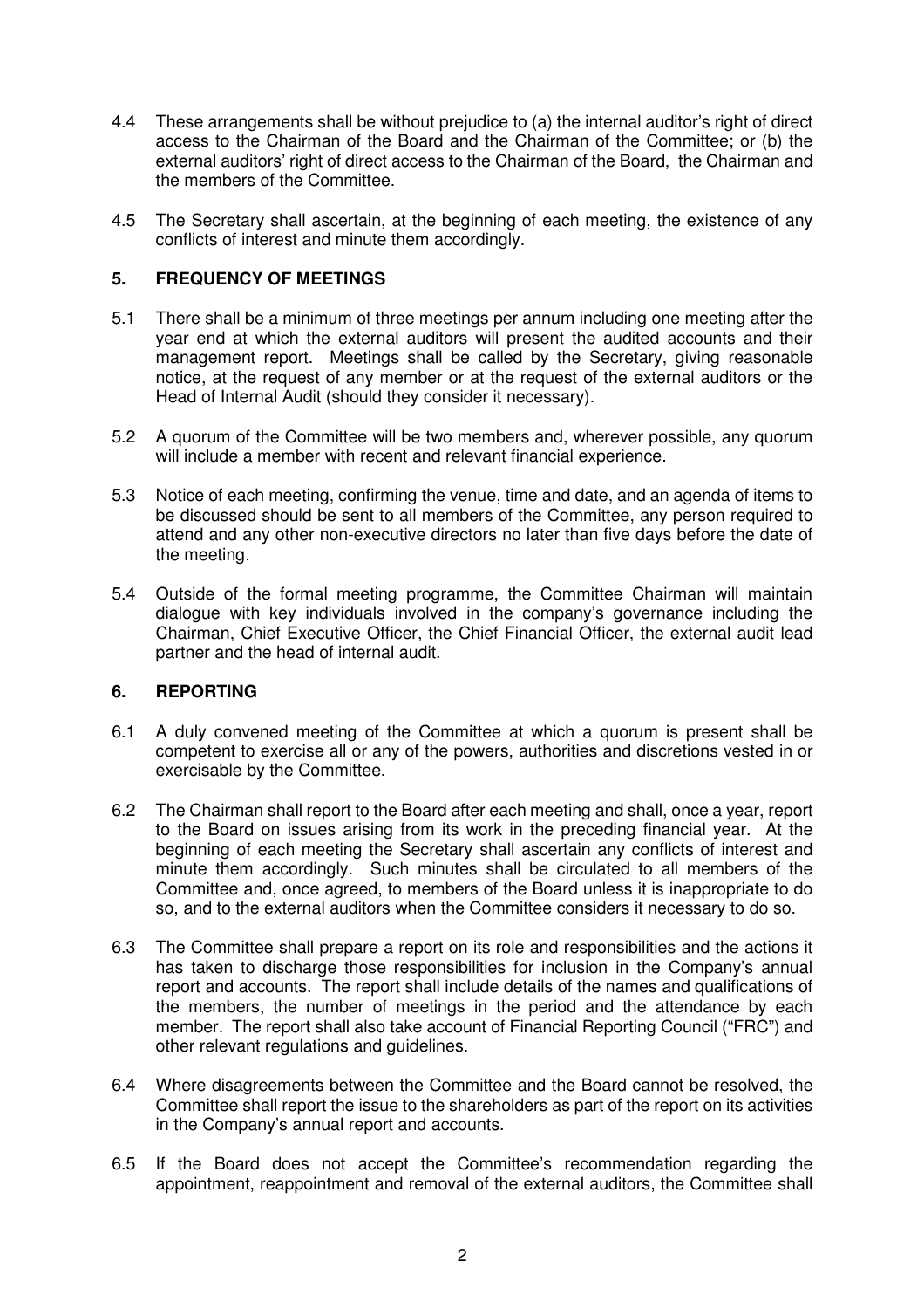4.4 These arrangements shall be without prejudice to (a) the internal auditor's right of direct access to the Chairman of the Board and the Chairman of the Committee; or (b) the external auditors' right of direct access to the Chairman of the Board, the Chairman and the members of the Committee.

4.5 The Secretary shall ascertain, at the beginning of each meeting, the existence of any conflicts of interest and minute them accordingly.

## 5. FREQUENCY OF MEETINGS

5.1 There shall be a minimum of three meetings per annum including one meeting after the year end at which the external auditors will present the audited accounts and their management report. Meetings shall be called by the Secretary, giving reasonable notice, at the request of any member or at the request of the external auditors or the Head of Internal Audit (should they consider it necessary).

5.2 A quorum of the Committee will be two members and, wherever possible, any quorum will include a member with recent and relevant financial experience.

5.3 Notice of each meeting, confirming the venue, time and date, and an agenda of items to be discussed should be sent to all members of the Committee, any person required to attend and any other non-executive directors no later than five days before the date of the meeting.

5.4 Outside of the formal meeting programme, the Committee Chairman will maintain dialogue with key individuals involved in the company's governance including the Chairman, Chief Executive Officer, the Chief Financial Officer, the external audit lead partner and the head of internal audit.

## 6. REPORTING

6.1 A duly convened meeting of the Committee at which a quorum is present shall be competent to exercise all or any of the powers, authorities and discretions vested in or exercisable by the Committee.

6.2 The Chairman shall report to the Board after each meeting and shall, once a year, report to the Board on issues arising from its work in the preceding financial year. At the beginning of each meeting the Secretary shall ascertain any conflicts of interest and minute them accordingly. Such minutes shall be circulated to all members of the Committee and, once agreed, to members of the Board unless it is inappropriate to do so, and to the external auditors when the Committee considers it necessary to do so.

6.3 The Committee shall prepare a report on its role and responsibilities and the actions it has taken to discharge those responsibilities for inclusion in the Company's annual report and accounts. The report shall include details of the names and qualifications of the members, the number of meetings in the period and the attendance by each member. The report shall also take account of Financial Reporting Council ("FRC") and other relevant regulations and guidelines.

6.4 Where disagreements between the Committee and the Board cannot be resolved, the Committee shall report the issue to the shareholders as part of the report on its activities in the Company's annual report and accounts.

6.5 If the Board does not accept the Committee's recommendation regarding the appointment, reappointment and removal of the external auditors, the Committee shall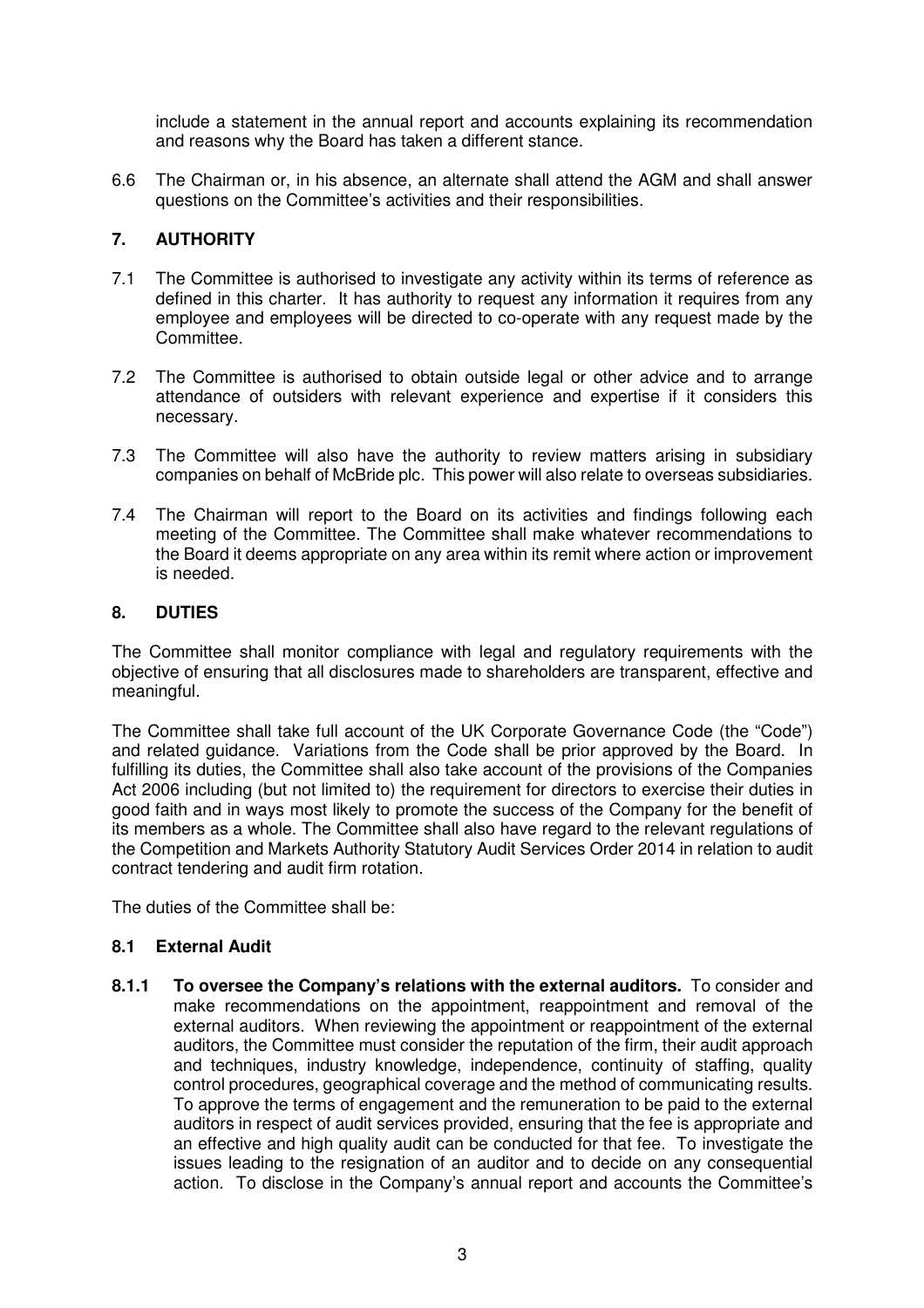include a statement in the annual report and accounts explaining its recommendation and reasons why the Board has taken a different stance.

6.6 The Chairman or, in his absence, an alternate shall attend the AGM and shall answer questions on the Committee's activities and their responsibilities.

## 7. AUTHORITY

7.1 The Committee is authorised to investigate any activity within its terms of reference as defined in this charter. It has authority to request any information it requires from any employee and employees will be directed to co-operate with any request made by the Committee.

7.2 The Committee is authorised to obtain outside legal or other advice and to arrange attendance of outsiders with relevant experience and expertise if it considers this necessary.

7.3 The Committee will also have the authority to review matters arising in subsidiary companies on behalf of McBride plc. This power will also relate to overseas subsidiaries.

7.4 The Chairman will report to the Board on its activities and findings following each meeting of the Committee. The Committee shall make whatever recommendations to the Board it deems appropriate on any area within its remit where action or improvement is needed.

## 8. DUTIES

The Committee shall monitor compliance with legal and regulatory requirements with the objective of ensuring that all disclosures made to shareholders are transparent, effective and meaningful.

The Committee shall take full account of the UK Corporate Governance Code (the "Code") and related guidance. Variations from the Code shall be prior approved by the Board. In fulfilling its duties, the Committee shall also take account of the provisions of the Companies Act 2006 including (but not limited to) the requirement for directors to exercise their duties in good faith and in ways most likely to promote the success of the Company for the benefit of its members as a whole. The Committee shall also have regard to the relevant regulations of the Competition and Markets Authority Statutory Audit Services Order 2014 in relation to audit contract tendering and audit firm rotation.

The duties of the Committee shall be:

### 8.1 External Audit

**8.1.1 To oversee the Company's relations with the external auditors.** To consider and make recommendations on the appointment, reappointment and removal of the external auditors. When reviewing the appointment or reappointment of the external auditors, the Committee must consider the reputation of the firm, their audit approach and techniques, industry knowledge, independence, continuity of staffing, quality control procedures, geographical coverage and the method of communicating results. To approve the terms of engagement and the remuneration to be paid to the external auditors in respect of audit services provided, ensuring that the fee is appropriate and an effective and high quality audit can be conducted for that fee. To investigate the issues leading to the resignation of an auditor and to decide on any consequential action. To disclose in the Company's annual report and accounts the Committee's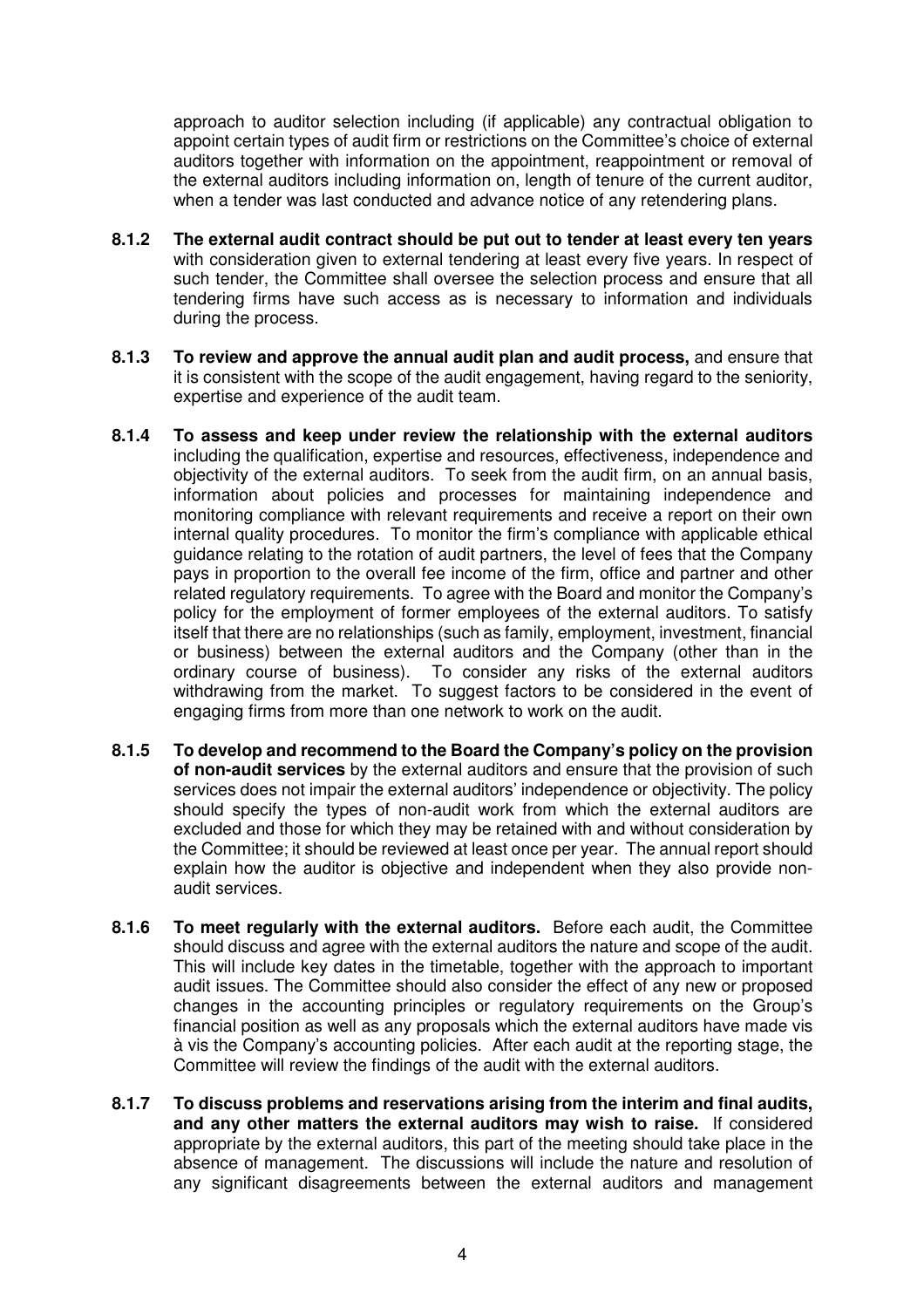approach to auditor selection including (if applicable) any contractual obligation to appoint certain types of audit firm or restrictions on the Committee's choice of external auditors together with information on the appointment, reappointment or removal of the external auditors including information on, length of tenure of the current auditor, when a tender was last conducted and advance notice of any retendering plans.

**8.1.2 The external audit contract should be put out to tender at least every ten years** with consideration given to external tendering at least every five years. In respect of such tender, the Committee shall oversee the selection process and ensure that all tendering firms have such access as is necessary to information and individuals during the process.

**8.1.3 To review and approve the annual audit plan and audit process,** and ensure that it is consistent with the scope of the audit engagement, having regard to the seniority, expertise and experience of the audit team.

**8.1.4 To assess and keep under review the relationship with the external auditors** including the qualification, expertise and resources, effectiveness, independence and objectivity of the external auditors. To seek from the audit firm, on an annual basis, information about policies and processes for maintaining independence and monitoring compliance with relevant requirements and receive a report on their own internal quality procedures. To monitor the firm's compliance with applicable ethical guidance relating to the rotation of audit partners, the level of fees that the Company pays in proportion to the overall fee income of the firm, office and partner and other related regulatory requirements. To agree with the Board and monitor the Company's policy for the employment of former employees of the external auditors. To satisfy itself that there are no relationships (such as family, employment, investment, financial or business) between the external auditors and the Company (other than in the ordinary course of business). To consider any risks of the external auditors withdrawing from the market. To suggest factors to be considered in the event of engaging firms from more than one network to work on the audit.

**8.1.5 To develop and recommend to the Board the Company's policy on the provision of non-audit services** by the external auditors and ensure that the provision of such services does not impair the external auditors' independence or objectivity. The policy should specify the types of non-audit work from which the external auditors are excluded and those for which they may be retained with and without consideration by the Committee; it should be reviewed at least once per year. The annual report should explain how the auditor is objective and independent when they also provide non-audit services.

**8.1.6 To meet regularly with the external auditors.** Before each audit, the Committee should discuss and agree with the external auditors the nature and scope of the audit. This will include key dates in the timetable, together with the approach to important audit issues. The Committee should also consider the effect of any new or proposed changes in the accounting principles or regulatory requirements on the Group's financial position as well as any proposals which the external auditors have made vis à vis the Company's accounting policies. After each audit at the reporting stage, the Committee will review the findings of the audit with the external auditors.

**8.1.7 To discuss problems and reservations arising from the interim and final audits, and any other matters the external auditors may wish to raise.** If considered appropriate by the external auditors, this part of the meeting should take place in the absence of management. The discussions will include the nature and resolution of any significant disagreements between the external auditors and management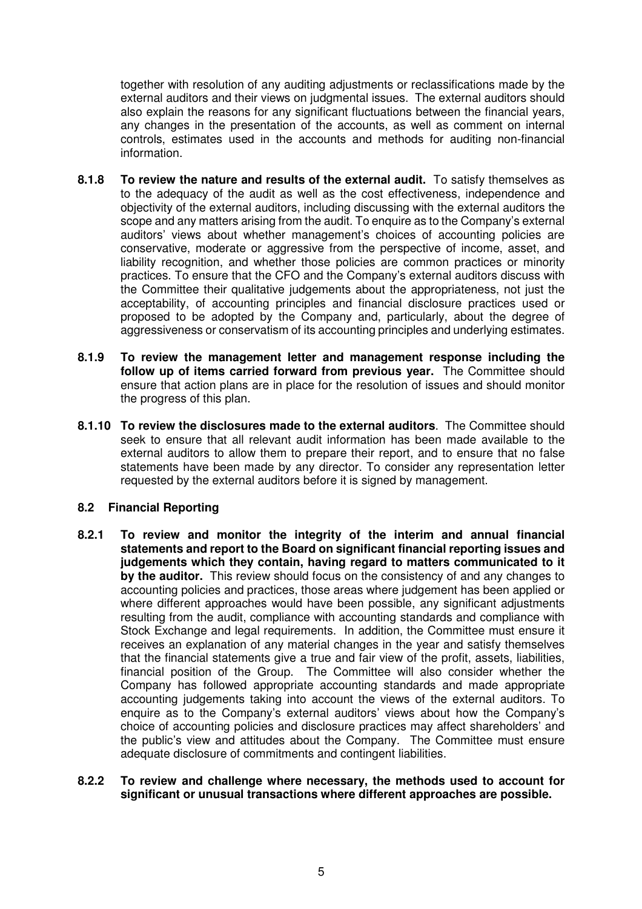together with resolution of any auditing adjustments or reclassifications made by the external auditors and their views on judgmental issues. The external auditors should also explain the reasons for any significant fluctuations between the financial years, any changes in the presentation of the accounts, as well as comment on internal controls, estimates used in the accounts and methods for auditing non-financial information.

**8.1.8 To review the nature and results of the external audit.** To satisfy themselves as to the adequacy of the audit as well as the cost effectiveness, independence and objectivity of the external auditors, including discussing with the external auditors the scope and any matters arising from the audit. To enquire as to the Company's external auditors' views about whether management's choices of accounting policies are conservative, moderate or aggressive from the perspective of income, asset, and liability recognition, and whether those policies are common practices or minority practices. To ensure that the CFO and the Company's external auditors discuss with the Committee their qualitative judgements about the appropriateness, not just the acceptability, of accounting principles and financial disclosure practices used or proposed to be adopted by the Company and, particularly, about the degree of aggressiveness or conservatism of its accounting principles and underlying estimates.

**8.1.9 To review the management letter and management response including the follow up of items carried forward from previous year.** The Committee should ensure that action plans are in place for the resolution of issues and should monitor the progress of this plan.

**8.1.10 To review the disclosures made to the external auditors**. The Committee should seek to ensure that all relevant audit information has been made available to the external auditors to allow them to prepare their report, and to ensure that no false statements have been made by any director. To consider any representation letter requested by the external auditors before it is signed by management.

## 8.2 Financial Reporting

**8.2.1 To review and monitor the integrity of the interim and annual financial statements and report to the Board on significant financial reporting issues and judgements which they contain, having regard to matters communicated to it by the auditor.** This review should focus on the consistency of and any changes to accounting policies and practices, those areas where judgement has been applied or where different approaches would have been possible, any significant adjustments resulting from the audit, compliance with accounting standards and compliance with Stock Exchange and legal requirements. In addition, the Committee must ensure it receives an explanation of any material changes in the year and satisfy themselves that the financial statements give a true and fair view of the profit, assets, liabilities, financial position of the Group. The Committee will also consider whether the Company has followed appropriate accounting standards and made appropriate accounting judgements taking into account the views of the external auditors. To enquire as to the Company's external auditors' views about how the Company's choice of accounting policies and disclosure practices may affect shareholders' and the public's view and attitudes about the Company. The Committee must ensure adequate disclosure of commitments and contingent liabilities.

**8.2.2 To review and challenge where necessary, the methods used to account for significant or unusual transactions where different approaches are possible.**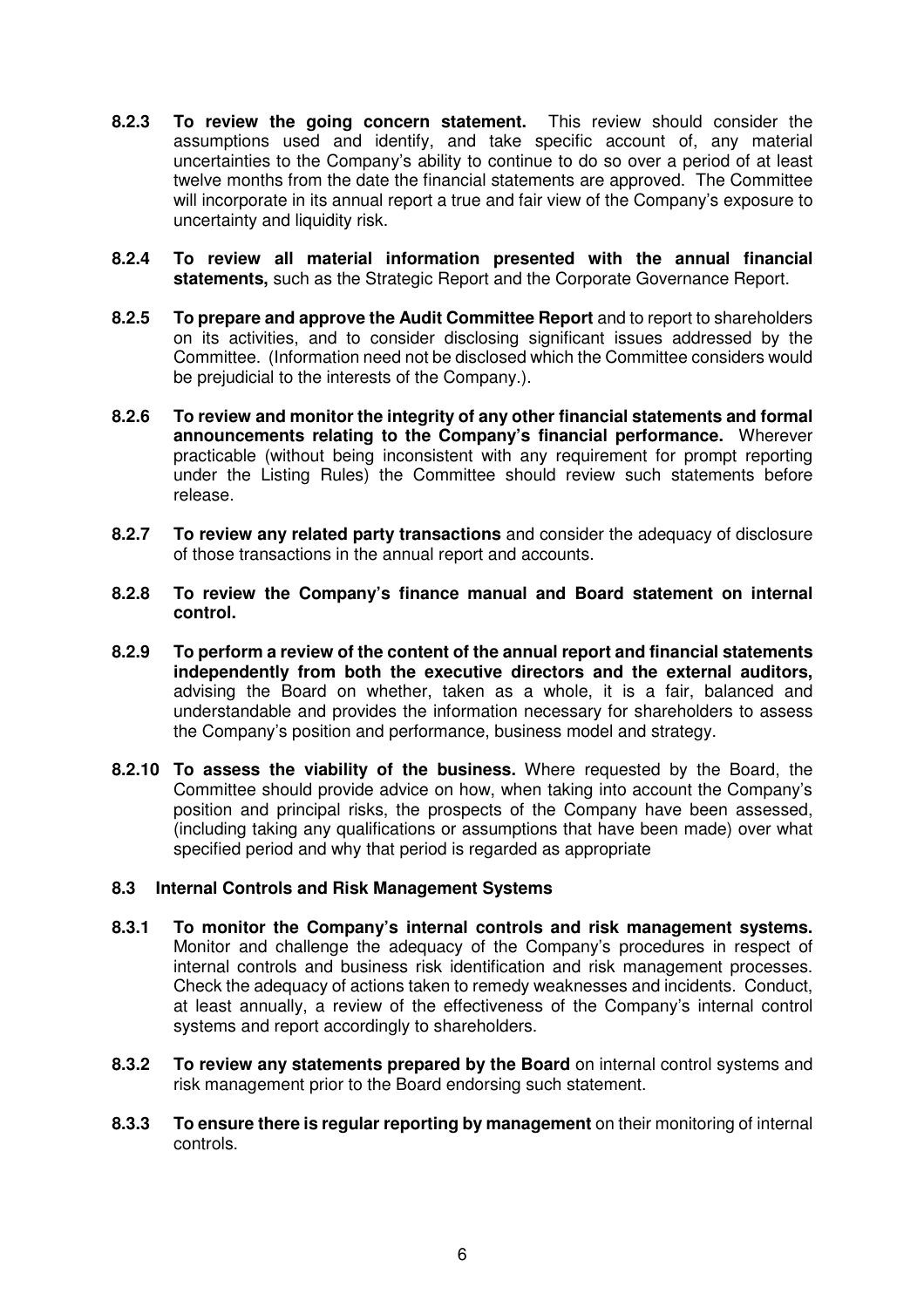**8.2.3 To review the going concern statement.** This review should consider the assumptions used and identify, and take specific account of, any material uncertainties to the Company's ability to continue to do so over a period of at least twelve months from the date the financial statements are approved. The Committee will incorporate in its annual report a true and fair view of the Company's exposure to uncertainty and liquidity risk.

**8.2.4 To review all material information presented with the annual financial statements,** such as the Strategic Report and the Corporate Governance Report.

**8.2.5 To prepare and approve the Audit Committee Report** and to report to shareholders on its activities, and to consider disclosing significant issues addressed by the Committee. (Information need not be disclosed which the Committee considers would be prejudicial to the interests of the Company.).

**8.2.6 To review and monitor the integrity of any other financial statements and formal announcements relating to the Company's financial performance.** Wherever practicable (without being inconsistent with any requirement for prompt reporting under the Listing Rules) the Committee should review such statements before release.

**8.2.7 To review any related party transactions** and consider the adequacy of disclosure of those transactions in the annual report and accounts.

**8.2.8 To review the Company's finance manual and Board statement on internal control.**

**8.2.9 To perform a review of the content of the annual report and financial statements independently from both the executive directors and the external auditors,** advising the Board on whether, taken as a whole, it is a fair, balanced and understandable and provides the information necessary for shareholders to assess the Company's position and performance, business model and strategy.

**8.2.10 To assess the viability of the business.** Where requested by the Board, the Committee should provide advice on how, when taking into account the Company's position and principal risks, the prospects of the Company have been assessed, (including taking any qualifications or assumptions that have been made) over what specified period and why that period is regarded as appropriate

### 8.3 Internal Controls and Risk Management Systems

**8.3.1 To monitor the Company's internal controls and risk management systems.** Monitor and challenge the adequacy of the Company's procedures in respect of internal controls and business risk identification and risk management processes. Check the adequacy of actions taken to remedy weaknesses and incidents. Conduct, at least annually, a review of the effectiveness of the Company's internal control systems and report accordingly to shareholders.

**8.3.2 To review any statements prepared by the Board** on internal control systems and risk management prior to the Board endorsing such statement.

**8.3.3 To ensure there is regular reporting by management** on their monitoring of internal controls.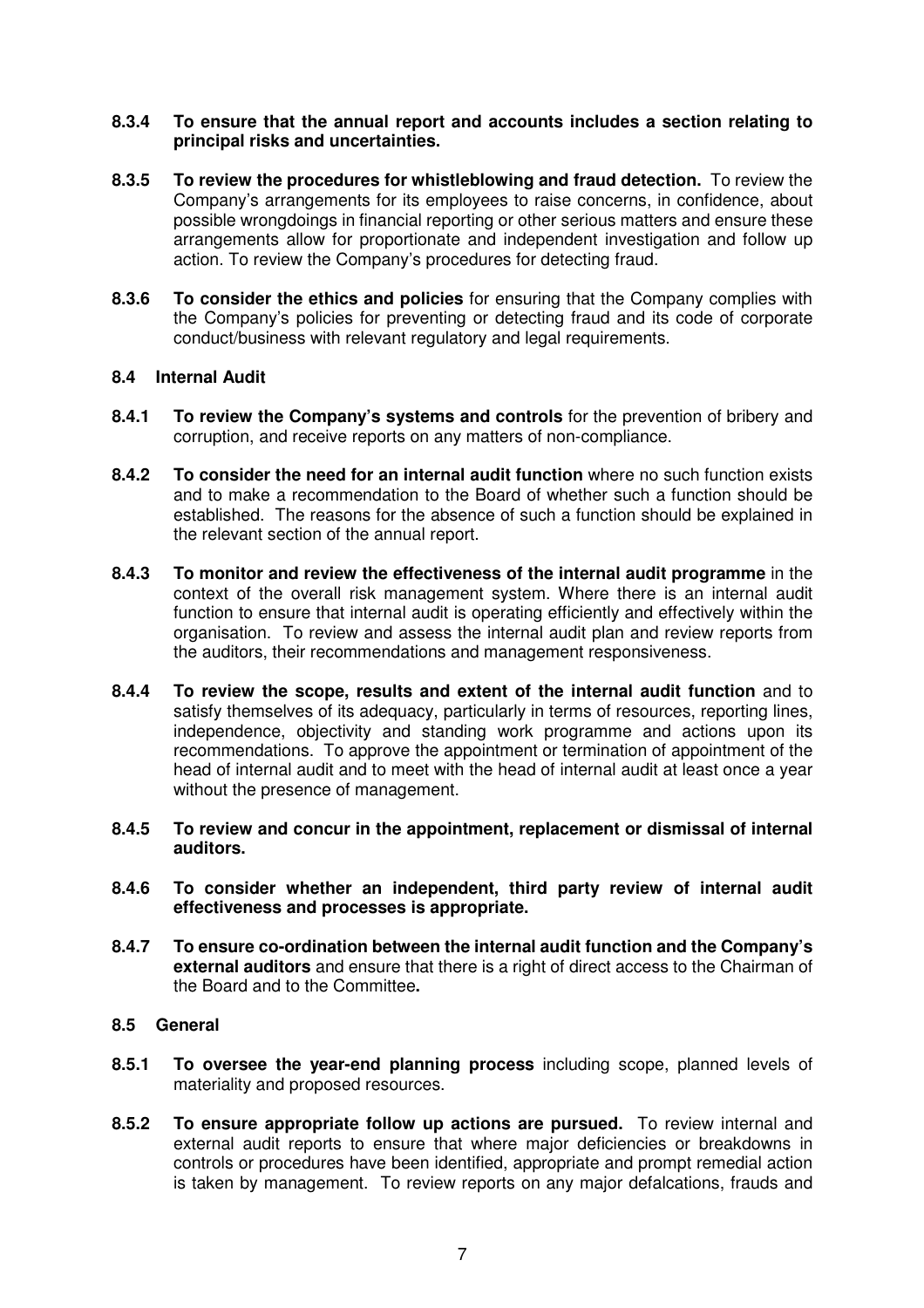**8.3.4 To ensure that the annual report and accounts includes a section relating to principal risks and uncertainties.**

**8.3.5 To review the procedures for whistleblowing and fraud detection.** To review the Company's arrangements for its employees to raise concerns, in confidence, about possible wrongdoings in financial reporting or other serious matters and ensure these arrangements allow for proportionate and independent investigation and follow up action. To review the Company's procedures for detecting fraud.

**8.3.6 To consider the ethics and policies** for ensuring that the Company complies with the Company's policies for preventing or detecting fraud and its code of corporate conduct/business with relevant regulatory and legal requirements.

## 8.4 Internal Audit

**8.4.1 To review the Company's systems and controls** for the prevention of bribery and corruption, and receive reports on any matters of non-compliance.

**8.4.2 To consider the need for an internal audit function** where no such function exists and to make a recommendation to the Board of whether such a function should be established. The reasons for the absence of such a function should be explained in the relevant section of the annual report.

**8.4.3 To monitor and review the effectiveness of the internal audit programme** in the context of the overall risk management system. Where there is an internal audit function to ensure that internal audit is operating efficiently and effectively within the organisation. To review and assess the internal audit plan and review reports from the auditors, their recommendations and management responsiveness.

**8.4.4 To review the scope, results and extent of the internal audit function** and to satisfy themselves of its adequacy, particularly in terms of resources, reporting lines, independence, objectivity and standing work programme and actions upon its recommendations. To approve the appointment or termination of appointment of the head of internal audit and to meet with the head of internal audit at least once a year without the presence of management.

**8.4.5 To review and concur in the appointment, replacement or dismissal of internal auditors.**

**8.4.6 To consider whether an independent, third party review of internal audit effectiveness and processes is appropriate.**

**8.4.7 To ensure co-ordination between the internal audit function and the Company's external auditors** and ensure that there is a right of direct access to the Chairman of the Board and to the Committee**.**

## 8.5 General

**8.5.1 To oversee the year-end planning process** including scope, planned levels of materiality and proposed resources.

**8.5.2 To ensure appropriate follow up actions are pursued.** To review internal and external audit reports to ensure that where major deficiencies or breakdowns in controls or procedures have been identified, appropriate and prompt remedial action is taken by management. To review reports on any major defalcations, frauds and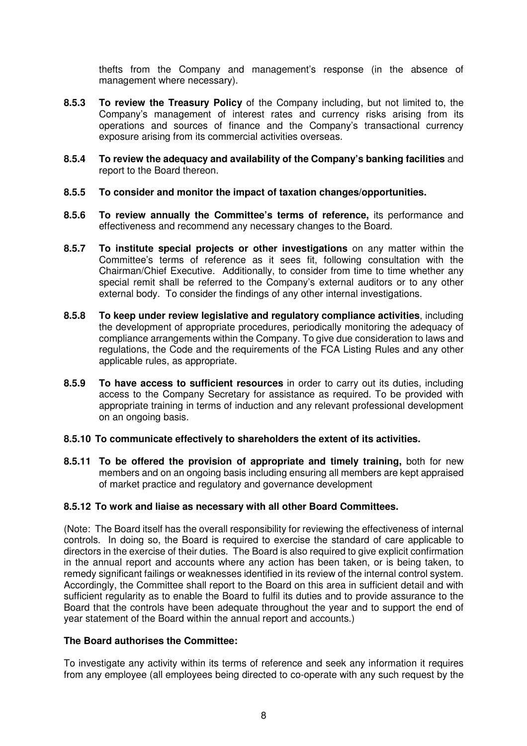thefts from the Company and management's response (in the absence of management where necessary).

**8.5.3 To review the Treasury Policy** of the Company including, but not limited to, the Company's management of interest rates and currency risks arising from its operations and sources of finance and the Company's transactional currency exposure arising from its commercial activities overseas.

**8.5.4 To review the adequacy and availability of the Company's banking facilities** and report to the Board thereon.

**8.5.5 To consider and monitor the impact of taxation changes/opportunities.**

**8.5.6 To review annually the Committee's terms of reference,** its performance and effectiveness and recommend any necessary changes to the Board.

**8.5.7 To institute special projects or other investigations** on any matter within the Committee's terms of reference as it sees fit, following consultation with the Chairman/Chief Executive. Additionally, to consider from time to time whether any special remit shall be referred to the Company's external auditors or to any other external body. To consider the findings of any other internal investigations.

**8.5.8 To keep under review legislative and regulatory compliance activities**, including the development of appropriate procedures, periodically monitoring the adequacy of compliance arrangements within the Company. To give due consideration to laws and regulations, the Code and the requirements of the FCA Listing Rules and any other applicable rules, as appropriate.

**8.5.9 To have access to sufficient resources** in order to carry out its duties, including access to the Company Secretary for assistance as required. To be provided with appropriate training in terms of induction and any relevant professional development on an ongoing basis.

**8.5.10 To communicate effectively to shareholders the extent of its activities.**

**8.5.11 To be offered the provision of appropriate and timely training,** both for new members and on an ongoing basis including ensuring all members are kept appraised of market practice and regulatory and governance development

**8.5.12 To work and liaise as necessary with all other Board Committees.**

(Note: The Board itself has the overall responsibility for reviewing the effectiveness of internal controls. In doing so, the Board is required to exercise the standard of care applicable to directors in the exercise of their duties. The Board is also required to give explicit confirmation in the annual report and accounts where any action has been taken, or is being taken, to remedy significant failings or weaknesses identified in its review of the internal control system. Accordingly, the Committee shall report to the Board on this area in sufficient detail and with sufficient regularity as to enable the Board to fulfil its duties and to provide assurance to the Board that the controls have been adequate throughout the year and to support the end of year statement of the Board within the annual report and accounts.)

**The Board authorises the Committee:**

To investigate any activity within its terms of reference and seek any information it requires from any employee (all employees being directed to co-operate with any such request by the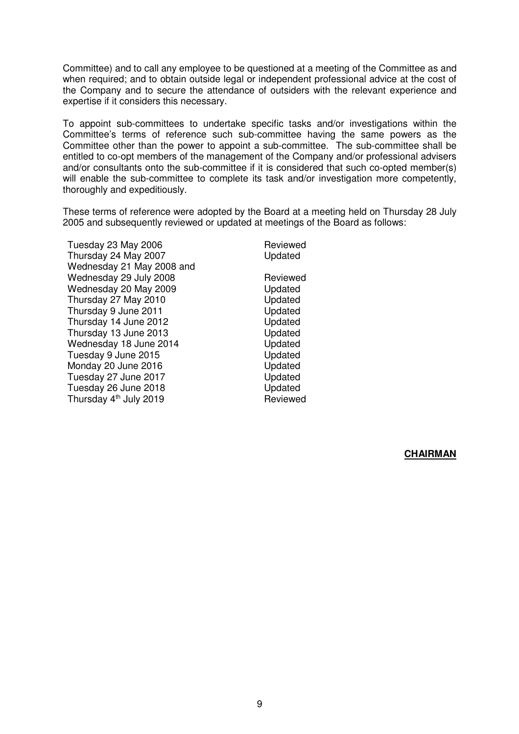Committee) and to call any employee to be questioned at a meeting of the Committee as and when required; and to obtain outside legal or independent professional advice at the cost of the Company and to secure the attendance of outsiders with the relevant experience and expertise if it considers this necessary.

To appoint sub-committees to undertake specific tasks and/or investigations within the Committee's terms of reference such sub-committee having the same powers as the Committee other than the power to appoint a sub-committee. The sub-committee shall be entitled to co-opt members of the management of the Company and/or professional advisers and/or consultants onto the sub-committee if it is considered that such co-opted member(s) will enable the sub-committee to complete its task and/or investigation more competently, thoroughly and expeditiously.

These terms of reference were adopted by the Board at a meeting held on Thursday 28 July 2005 and subsequently reviewed or updated at meetings of the Board as follows:

| | |
|---|---|
| Tuesday 23 May 2006 | Reviewed |
| Thursday 24 May 2007 | Updated |
| Wednesday 21 May 2008 and Wednesday 29 July 2008 | Reviewed |
| Wednesday 20 May 2009 | Updated |
| Thursday 27 May 2010 | Updated |
| Thursday 9 June 2011 | Updated |
| Thursday 14 June 2012 | Updated |
| Thursday 13 June 2013 | Updated |
| Wednesday 18 June 2014 | Updated |
| Tuesday 9 June 2015 | Updated |
| Monday 20 June 2016 | Updated |
| Tuesday 27 June 2017 | Updated |
| Tuesday 26 June 2018 | Updated |
| Thursday 4th July 2019 | Reviewed |

**CHAIRMAN**